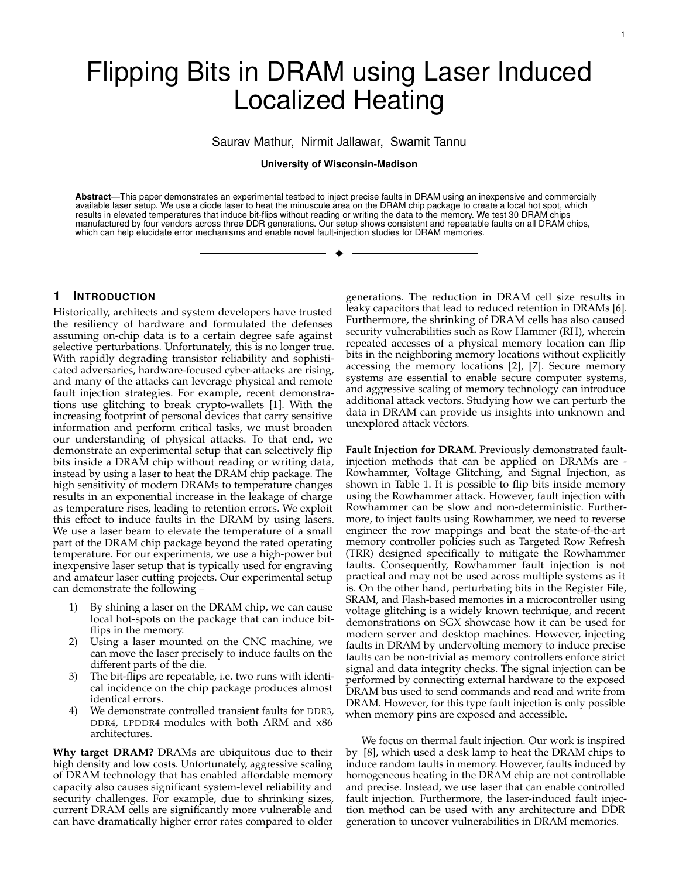# Flipping Bits in DRAM using Laser Induced Localized Heating

Saurav Mathur, Nirmit Jallawar, Swamit Tannu

**University of Wisconsin-Madison**

**Abstract**—This paper demonstrates an experimental testbed to inject precise faults in DRAM using an inexpensive and commercially available laser setup. We use a diode laser to heat the minuscule area on the DRAM chip package to create a local hot spot, which results in elevated temperatures that induce bit-flips without reading or writing the data to the memory. We test 30 DRAM chips manufactured by four vendors across three DDR generations. Our setup shows consistent and repeatable faults on all DRAM chips, which can help elucidate error mechanisms and enable novel fault-injection studies for DRAM memories.

## 1 Introduction

Historically, architects and system developers have trusted the resiliency of hardware and formulated the defenses assuming on-chip data is to a certain degree safe against selective perturbations. Unfortunately, this is no longer true. With rapidly degrading transistor reliability and sophisticated adversaries, hardware-focused cyber-attacks are rising, and many of the attacks can leverage physical and remote fault injection strategies. For example, recent demonstrations use glitching to break crypto-wallets [1]. With the increasing footprint of personal devices that carry sensitive information and perform critical tasks, we must broaden our understanding of physical attacks. To that end, we demonstrate an experimental setup that can selectively flip bits inside a DRAM chip without reading or writing data, instead by using a laser to heat the DRAM chip package. The high sensitivity of modern DRAMs to temperature changes results in an exponential increase in the leakage of charge as temperature rises, leading to retention errors. We exploit this effect to induce faults in the DRAM by using lasers. We use a laser beam to elevate the temperature of a small part of the DRAM chip package beyond the rated operating temperature. For our experiments, we use a high-power but inexpensive laser setup that is typically used for engraving and amateur laser cutting projects. Our experimental setup can demonstrate the following –

1) By shining a laser on the DRAM chip, we can cause local hot-spots on the package that can induce bit-flips in the memory.
2) Using a laser mounted on the CNC machine, we can move the laser precisely to induce faults on the different parts of the die.
3) The bit-flips are repeatable, i.e. two runs with identical incidence on the chip package produces almost identical errors.
4) We demonstrate controlled transient faults for DDR3, DDR4, LPDDR4 modules with both ARM and x86 architectures.

**Why target DRAM?** DRAMs are ubiquitous due to their high density and low costs. Unfortunately, aggressive scaling of DRAM technology that has enabled affordable memory capacity also causes significant system-level reliability and security challenges. For example, due to shrinking sizes, current DRAM cells are significantly more vulnerable and can have dramatically higher error rates compared to older generations. The reduction in DRAM cell size results in leaky capacitors that lead to reduced retention in DRAMs [6]. Furthermore, the shrinking of DRAM cells has also caused security vulnerabilities such as Row Hammer (RH), wherein repeated accesses of a physical memory location can flip bits in the neighboring memory locations without explicitly accessing the memory locations [2], [7]. Secure memory systems are essential to enable secure computer systems, and aggressive scaling of memory technology can introduce additional attack vectors. Studying how we can perturb the data in DRAM can provide us insights into unknown and unexplored attack vectors.

**Fault Injection for DRAM.** Previously demonstrated fault-injection methods that can be applied on DRAMs are - Rowhammer, Voltage Glitching, and Signal Injection, as shown in Table 1. It is possible to flip bits inside memory using the Rowhammer attack. However, fault injection with Rowhammer can be slow and non-deterministic. Furthermore, to inject faults using Rowhammer, we need to reverse engineer the row mappings and beat the state-of-the-art memory controller policies such as Targeted Row Refresh (TRR) designed specifically to mitigate the Rowhammer faults. Consequently, Rowhammer fault injection is not practical and may not be used across multiple systems as it is. On the other hand, perturbating bits in the Register File, SRAM, and Flash-based memories in a microcontroller using voltage glitching is a widely known technique, and recent demonstrations on SGX showcase how it can be used for modern server and desktop machines. However, injecting faults in DRAM by undervolting memory to induce precise faults can be non-trivial as memory controllers enforce strict signal and data integrity checks. The signal injection can be performed by connecting external hardware to the exposed DRAM bus used to send commands and read and write from DRAM. However, for this type fault injection is only possible when memory pins are exposed and accessible.

We focus on thermal fault injection. Our work is inspired by [8], which used a desk lamp to heat the DRAM chips to induce random faults in memory. However, faults induced by homogeneous heating in the DRAM chip are not controllable and precise. Instead, we use laser that can enable controlled fault injection. Furthermore, the laser-induced fault injection method can be used with any architecture and DDR generation to uncover vulnerabilities in DRAM memories.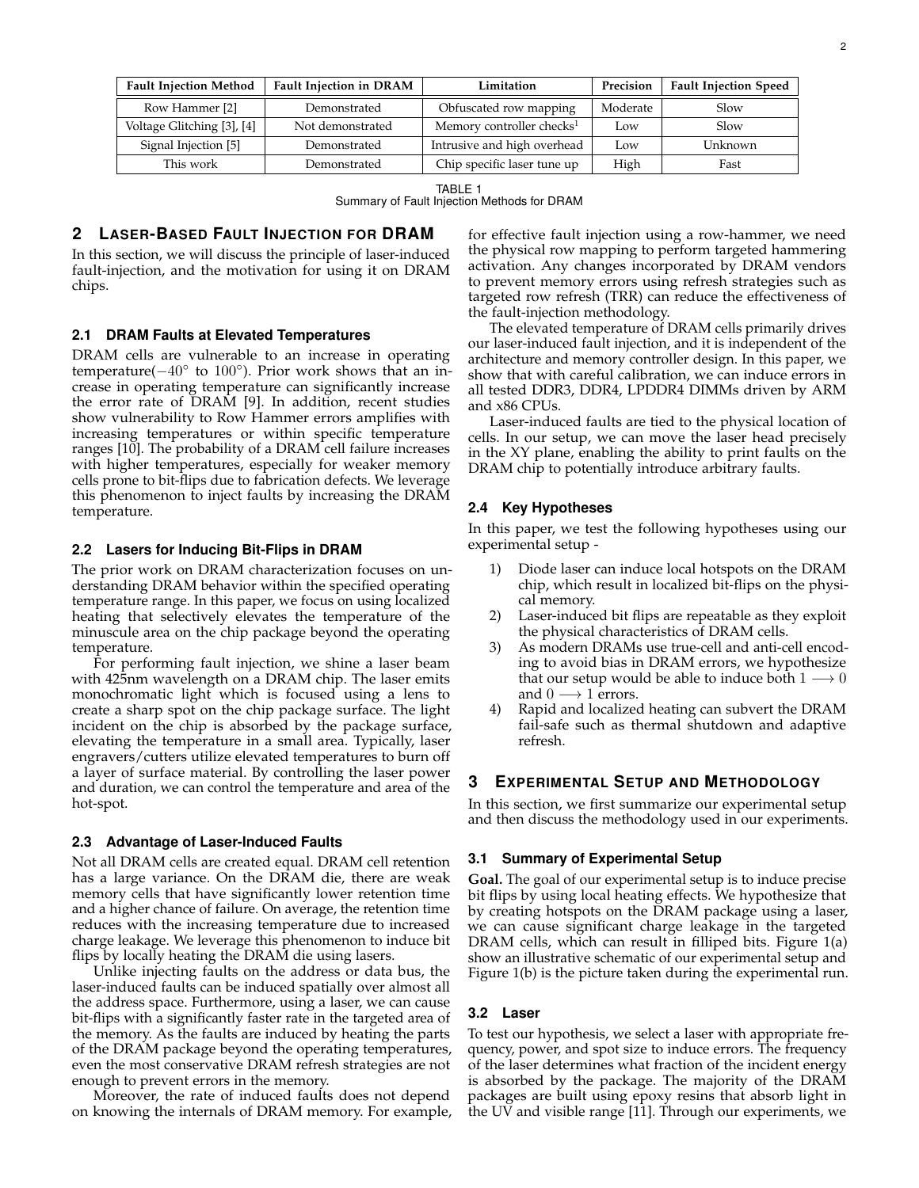| Fault Injection Method | Fault Injection in DRAM | Limitation | Precision | Fault Injection Speed |
|---|---|---|---|---|
| Row Hammer [2] | Demonstrated | Obfuscated row mapping | Moderate | Slow |
| Voltage Glitching [3], [4] | Not demonstrated | Memory controller checks[1] | Low | Slow |
| Signal Injection [5] | Demonstrated | Intrusive and high overhead | Low | Unknown |
| This work | Demonstrated | Chip specific laser tune up | High | Fast |

TABLE 1
Summary of Fault Injection Methods for DRAM

## 2 Laser-Based Fault Injection for DRAM

In this section, we will discuss the principle of laser-induced fault-injection, and the motivation for using it on DRAM chips.

### 2.1 DRAM Faults at Elevated Temperatures

DRAM cells are vulnerable to an increase in operating temperature($-40^{\circ}$ to $100^{\circ}$). Prior work shows that an increase in operating temperature can significantly increase the error rate of DRAM [9]. In addition, recent studies show vulnerability to Row Hammer errors amplifies with increasing temperatures or within specific temperature ranges [10]. The probability of a DRAM cell failure increases with higher temperatures, especially for weaker memory cells prone to bit-flips due to fabrication defects. We leverage this phenomenon to inject faults by increasing the DRAM temperature.

### 2.2 Lasers for Inducing Bit-Flips in DRAM

The prior work on DRAM characterization focuses on understanding DRAM behavior within the specified operating temperature range. In this paper, we focus on using localized heating that selectively elevates the temperature of the minuscule area on the chip package beyond the operating temperature.

For performing fault injection, we shine a laser beam with 425nm wavelength on a DRAM chip. The laser emits monochromatic light which is focused using a lens to create a sharp spot on the chip package surface. The light incident on the chip is absorbed by the package surface, elevating the temperature in a small area. Typically, laser engravers/cutters utilize elevated temperatures to burn off a layer of surface material. By controlling the laser power and duration, we can control the temperature and area of the hot-spot.

### 2.3 Advantage of Laser-Induced Faults

Not all DRAM cells are created equal. DRAM cell retention has a large variance. On the DRAM die, there are weak memory cells that have significantly lower retention time and a higher chance of failure. On average, the retention time reduces with the increasing temperature due to increased charge leakage. We leverage this phenomenon to induce bit flips by locally heating the DRAM die using lasers.

Unlike injecting faults on the address or data bus, the laser-induced faults can be induced spatially over almost all the address space. Furthermore, using a laser, we can cause bit-flips with a significantly faster rate in the targeted area of the memory. As the faults are induced by heating the parts of the DRAM package beyond the operating temperatures, even the most conservative DRAM refresh strategies are not enough to prevent errors in the memory.

Moreover, the rate of induced faults does not depend on knowing the internals of DRAM memory. For example, for effective fault injection using a row-hammer, we need the physical row mapping to perform targeted hammering activation. Any changes incorporated by DRAM vendors to prevent memory errors using refresh strategies such as targeted row refresh (TRR) can reduce the effectiveness of the fault-injection methodology.

The elevated temperature of DRAM cells primarily drives our laser-induced fault injection, and it is independent of the architecture and memory controller design. In this paper, we show that with careful calibration, we can induce errors in all tested DDR3, DDR4, LPDDR4 DIMMs driven by ARM and x86 CPUs.

Laser-induced faults are tied to the physical location of cells. In our setup, we can move the laser head precisely in the XY plane, enabling the ability to print faults on the DRAM chip to potentially introduce arbitrary faults.

### 2.4 Key Hypotheses

In this paper, we test the following hypotheses using our experimental setup -

1) Diode laser can induce local hotspots on the DRAM chip, which result in localized bit-flips on the physical memory.
2) Laser-induced bit flips are repeatable as they exploit the physical characteristics of DRAM cells.
3) As modern DRAMs use true-cell and anti-cell encoding to avoid bias in DRAM errors, we hypothesize that our setup would be able to induce both $1 \longrightarrow 0$ and $0 \longrightarrow 1$ errors.
4) Rapid and localized heating can subvert the DRAM fail-safe such as thermal shutdown and adaptive refresh.

## 3 Experimental Setup and Methodology

In this section, we first summarize our experimental setup and then discuss the methodology used in our experiments.

### 3.1 Summary of Experimental Setup

**Goal.** The goal of our experimental setup is to induce precise bit flips by using local heating effects. We hypothesize that by creating hotspots on the DRAM package using a laser, we can cause significant charge leakage in the targeted DRAM cells, which can result in filliped bits. Figure 1(a) show an illustrative schematic of our experimental setup and Figure 1(b) is the picture taken during the experimental run.

### 3.2 Laser

To test our hypothesis, we select a laser with appropriate frequency, power, and spot size to induce errors. The frequency of the laser determines what fraction of the incident energy is absorbed by the package. The majority of the DRAM packages are built using epoxy resins that absorb light in the UV and visible range [11]. Through our experiments, we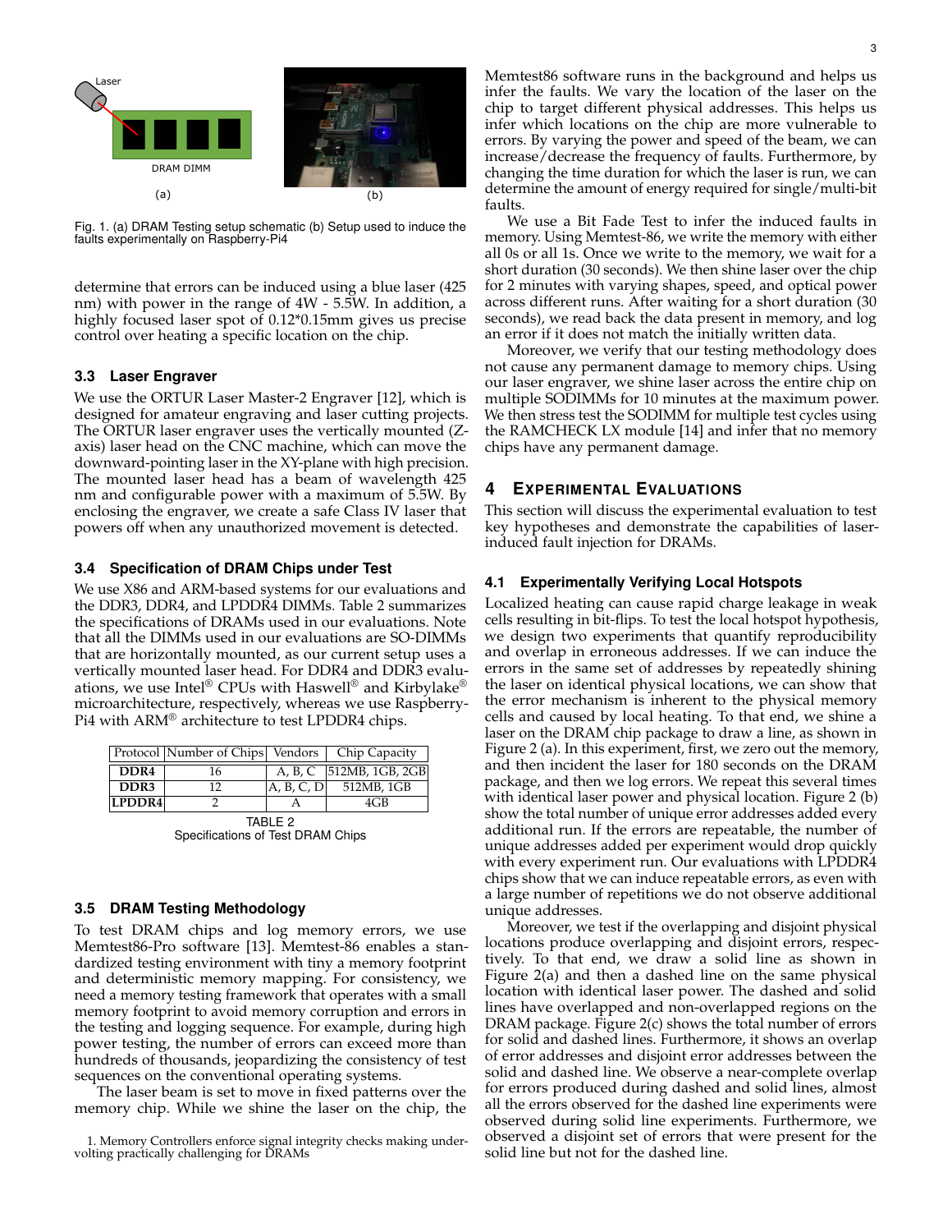Fig. 1. (a) DRAM Testing setup schematic (b) Setup used to induce the faults experimentally on Raspberry-Pi4

determine that errors can be induced using a blue laser (425 nm) with power in the range of 4W - 5.5W. In addition, a highly focused laser spot of 0.12*0.15mm gives us precise control over heating a specific location on the chip.

### 3.3 Laser Engraver

We use the ORTUR Laser Master-2 Engraver [12], which is designed for amateur engraving and laser cutting projects. The ORTUR laser engraver uses the vertically mounted (Z-axis) laser head on the CNC machine, which can move the downward-pointing laser in the XY-plane with high precision. The mounted laser head has a beam of wavelength 425 nm and configurable power with a maximum of 5.5W. By enclosing the engraver, we create a safe Class IV laser that powers off when any unauthorized movement is detected.

### 3.4 Specification of DRAM Chips under Test

We use X86 and ARM-based systems for our evaluations and the DDR3, DDR4, and LPDDR4 DIMMs. Table 2 summarizes the specifications of DRAMs used in our evaluations. Note that all the DIMMs used in our evaluations are SO-DIMMs that are horizontally mounted, as our current setup uses a vertically mounted laser head. For DDR4 and DDR3 evaluations, we use Intel® CPUs with Haswell® and Kirbylake® microarchitecture, respectively, whereas we use Raspberry-Pi4 with ARM® architecture to test LPDDR4 chips.

| Protocol | Number of Chips | Vendors | Chip Capacity |
|---|---|---|---|
| **DDR4** | 16 | A, B, C | 512MB, 1GB, 2GB |
| **DDR3** | 12 | A, B, C, D | 512MB, 1GB |
| **LPDDR4** | 2 | A | 4GB |

TABLE 2
Specifications of Test DRAM Chips

### 3.5 DRAM Testing Methodology

To test DRAM chips and log memory errors, we use Memtest86-Pro software [13]. Memtest-86 enables a standardized testing environment with tiny a memory footprint and deterministic memory mapping. For consistency, we need a memory testing framework that operates with a small memory footprint to avoid memory corruption and errors in the testing and logging sequence. For example, during high power testing, the number of errors can exceed more than hundreds of thousands, jeopardizing the consistency of test sequences on the conventional operating systems.

The laser beam is set to move in fixed patterns over the memory chip. While we shine the laser on the chip, the Memtest86 software runs in the background and helps us infer the faults. We vary the location of the laser on the chip to target different physical addresses. This helps us infer which locations on the chip are more vulnerable to errors. By varying the power and speed of the beam, we can increase/decrease the frequency of faults. Furthermore, by changing the time duration for which the laser is run, we can determine the amount of energy required for single/multi-bit faults.

We use a Bit Fade Test to infer the induced faults in memory. Using Memtest-86, we write the memory with either all 0s or all 1s. Once we write to the memory, we wait for a short duration (30 seconds). We then shine laser over the chip for 2 minutes with varying shapes, speed, and optical power across different runs. After waiting for a short duration (30 seconds), we read back the data present in memory, and log an error if it does not match the initially written data.

Moreover, we verify that our testing methodology does not cause any permanent damage to memory chips. Using our laser engraver, we shine laser across the entire chip on multiple SODIMMs for 10 minutes at the maximum power. We then stress test the SODIMM for multiple test cycles using the RAMCHECK LX module [14] and infer that no memory chips have any permanent damage.

## 4 Experimental Evaluations

This section will discuss the experimental evaluation to test key hypotheses and demonstrate the capabilities of laser-induced fault injection for DRAMs.

### 4.1 Experimentally Verifying Local Hotspots

Localized heating can cause rapid charge leakage in weak cells resulting in bit-flips. To test the local hotspot hypothesis, we design two experiments that quantify reproducibility and overlap in erroneous addresses. If we can induce the errors in the same set of addresses by repeatedly shining the laser on identical physical locations, we can show that the error mechanism is inherent to the physical memory cells and caused by local heating. To that end, we shine a laser on the DRAM chip package to draw a line, as shown in Figure 2 (a). In this experiment, first, we zero out the memory, and then incident the laser for 180 seconds on the DRAM package, and then we log errors. We repeat this several times with identical laser power and physical location. Figure 2 (b) show the total number of unique error addresses added every additional run. If the errors are repeatable, the number of unique addresses added per experiment would drop quickly with every experiment run. Our evaluations with LPDDR4 chips show that we can induce repeatable errors, as even with a large number of repetitions we do not observe additional unique addresses.

Moreover, we test if the overlapping and disjoint physical locations produce overlapping and disjoint errors, respectively. To that end, we draw a solid line as shown in Figure 2(a) and then a dashed line on the same physical location with identical laser power. The dashed and solid lines have overlapped and non-overlapped regions on the DRAM package. Figure 2(c) shows the total number of errors for solid and dashed lines. Furthermore, it shows an overlap of error addresses and disjoint error addresses between the solid and dashed line. We observe a near-complete overlap for errors produced during dashed and solid lines, almost all the errors observed for the dashed line experiments were observed during solid line experiments. Furthermore, we observed a disjoint set of errors that were present for the solid line but not for the dashed line.

1. Memory Controllers enforce signal integrity checks making undervolting practically challenging for DRAMs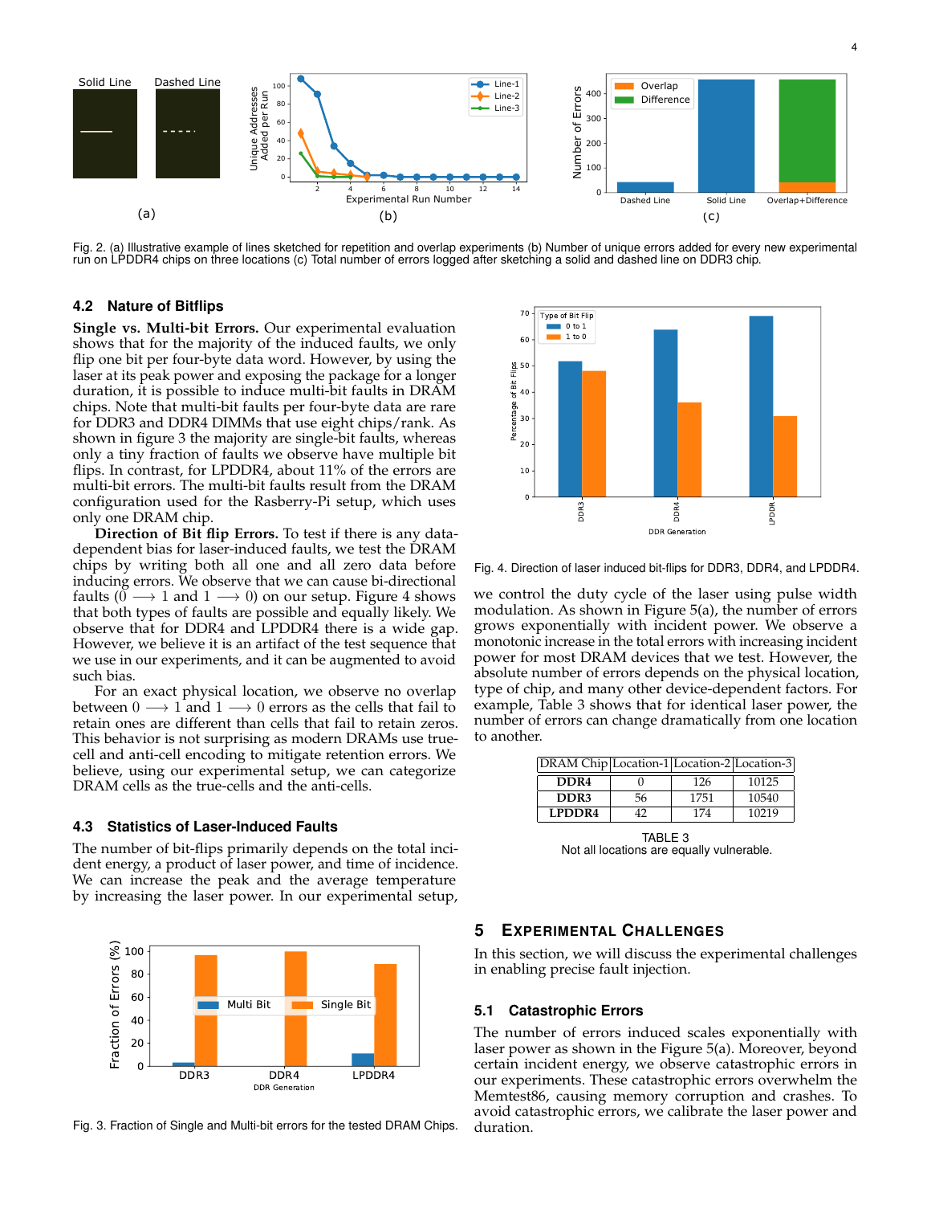Fig. 2. (a) Illustrative example of lines sketched for repetition and overlap experiments (b) Number of unique errors added for every new experimental run on LPDDR4 chips on three locations (c) Total number of errors logged after sketching a solid and dashed line on DDR3 chip.

### 4.2 Nature of Bitflips

**Single vs. Multi-bit Errors.** Our experimental evaluation shows that for the majority of the induced faults, we only flip one bit per four-byte data word. However, by using the laser at its peak power and exposing the package for a longer duration, it is possible to induce multi-bit faults in DRAM chips. Note that multi-bit faults per four-byte data are rare for DDR3 and DDR4 DIMMs that use eight chips/rank. As shown in figure 3 the majority are single-bit faults, whereas only a tiny fraction of faults we observe have multiple bit flips. In contrast, for LPDDR4, about 11% of the errors are multi-bit errors. The multi-bit faults result from the DRAM configuration used for the Rasberry-Pi setup, which uses only one DRAM chip.

**Direction of Bit flip Errors.** To test if there is any data-dependent bias for laser-induced faults, we test the DRAM chips by writing both all one and all zero data before inducing errors. We observe that we can cause bi-directional faults ($0 \longrightarrow 1$ and $1 \longrightarrow 0$) on our setup. Figure 4 shows that both types of faults are possible and equally likely. We observe that for DDR4 and LPDDR4 there is a wide gap. However, we believe it is an artifact of the test sequence that we use in our experiments, and it can be augmented to avoid such bias.

For an exact physical location, we observe no overlap between $0 \longrightarrow 1$ and $1 \longrightarrow 0$ errors as the cells that fail to retain ones are different than cells that fail to retain zeros. This behavior is not surprising as modern DRAMs use true-cell and anti-cell encoding to mitigate retention errors. We believe, using our experimental setup, we can categorize DRAM cells as the true-cells and the anti-cells.

### 4.3 Statistics of Laser-Induced Faults

The number of bit-flips primarily depends on the total incident energy, a product of laser power, and time of incidence. We can increase the peak and the average temperature by increasing the laser power. In our experimental setup, we control the duty cycle of the laser using pulse width modulation. As shown in Figure 5(a), the number of errors grows exponentially with incident power. We observe a monotonic increase in the total errors with increasing incident power for most DRAM devices that we test. However, the absolute number of errors depends on the physical location, type of chip, and many other device-dependent factors. For example, Table 3 shows that for identical laser power, the number of errors can change dramatically from one location to another.

Fig. 3. Fraction of Single and Multi-bit errors for the tested DRAM Chips.

Fig. 4. Direction of laser induced bit-flips for DDR3, DDR4, and LPDDR4.

| DRAM Chip | Location-1 | Location-2 | Location-3 |
|---|---|---|---|
| **DDR4** | 0 | 126 | 10125 |
| **DDR3** | 56 | 1751 | 10540 |
| **LPDDR4** | 42 | 174 | 10219 |

TABLE 3
Not all locations are equally vulnerable.

## 5 Experimental Challenges

In this section, we will discuss the experimental challenges in enabling precise fault injection.

### 5.1 Catastrophic Errors

The number of errors induced scales exponentially with laser power as shown in the Figure 5(a). Moreover, beyond certain incident energy, we observe catastrophic errors in our experiments. These catastrophic errors overwhelm the Memtest86, causing memory corruption and crashes. To avoid catastrophic errors, we calibrate the laser power and duration.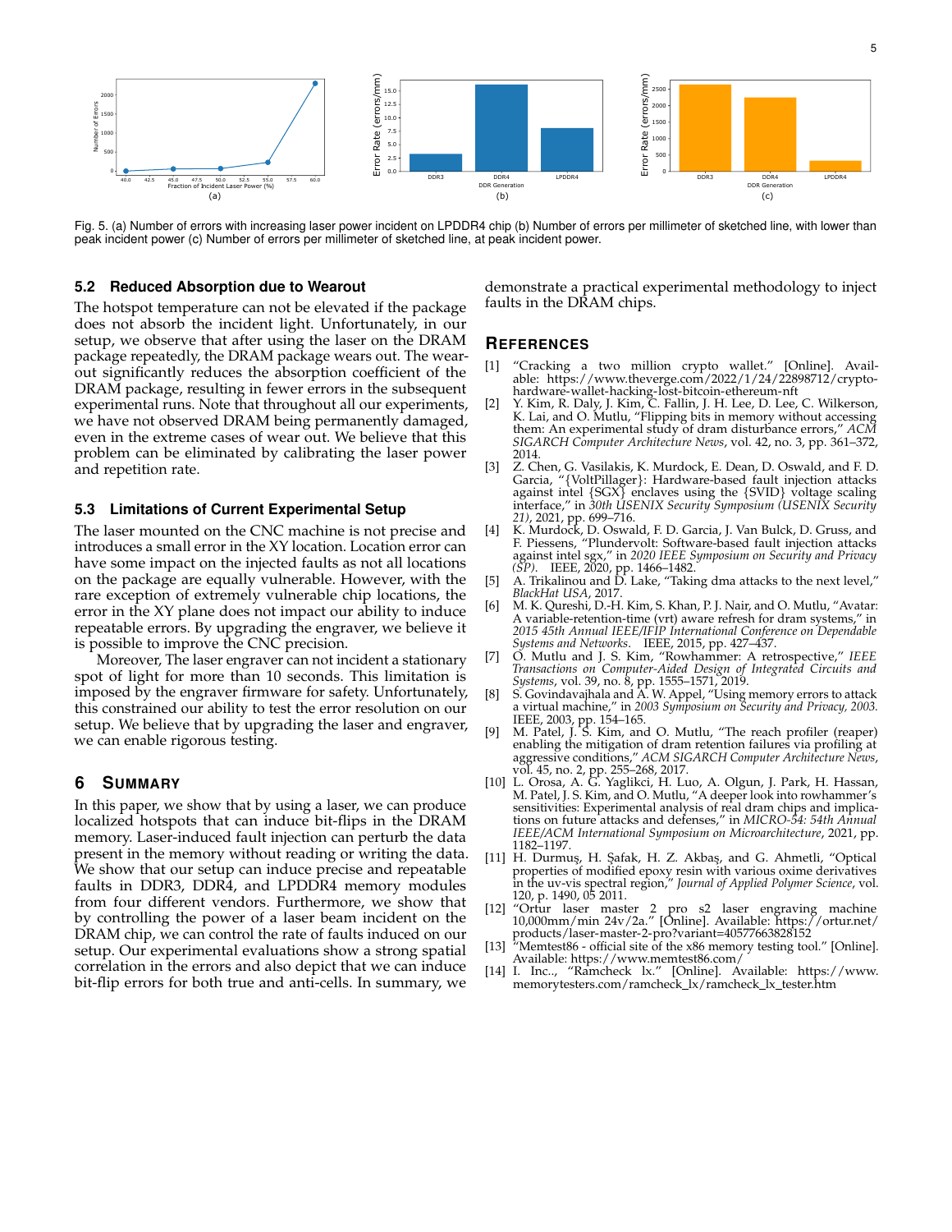Number of Errors

2000
1500
1000
500
0

40.0 42.5 45.0 47.5 50.0 52.5 55.0 57.5 60.0

Fraction of Incident Laser Power (%)

(a)

Error Rate (errors/mm)

15.0
12.5
10.0
7.5
5.0
2.5
0.0

DDR3 DDR4 LPDDR4

DDR Generation

(b)

Error Rate (errors/mm)

2500
2000
1500
1000
500
0

DDR3 DDR4 LPDDR4

DDR Generation

(c)

Fig. 5. (a) Number of errors with increasing laser power incident on LPDDR4 chip (b) Number of errors per millimeter of sketched line, with lower than peak incident power (c) Number of errors per millimeter of sketched line, at peak incident power.

### 5.2 Reduced Absorption due to Wearout

The hotspot temperature can not be elevated if the package does not absorb the incident light. Unfortunately, in our setup, we observe that after using the laser on the DRAM package repeatedly, the DRAM package wears out. The wear-out significantly reduces the absorption coefficient of the DRAM package, resulting in fewer errors in the subsequent experimental runs. Note that throughout all our experiments, we have not observed DRAM being permanently damaged, even in the extreme cases of wear out. We believe that this problem can be eliminated by calibrating the laser power and repetition rate.

### 5.3 Limitations of Current Experimental Setup

The laser mounted on the CNC machine is not precise and introduces a small error in the XY location. Location error can have some impact on the injected faults as not all locations on the package are equally vulnerable. However, with the rare exception of extremely vulnerable chip locations, the error in the XY plane does not impact our ability to induce repeatable errors. By upgrading the engraver, we believe it is possible to improve the CNC precision.

Moreover, The laser engraver can not incident a stationary spot of light for more than 10 seconds. This limitation is imposed by the engraver firmware for safety. Unfortunately, this constrained our ability to test the error resolution on our setup. We believe that by upgrading the laser and engraver, we can enable rigorous testing.

## 6 Summary

In this paper, we show that by using a laser, we can produce localized hotspots that can induce bit-flips in the DRAM memory. Laser-induced fault injection can perturb the data present in the memory without reading or writing the data. We show that our setup can induce precise and repeatable faults in DDR3, DDR4, and LPDDR4 memory modules from four different vendors. Furthermore, we show that by controlling the power of a laser beam incident on the DRAM chip, we can control the rate of faults induced on our setup. Our experimental evaluations show a strong spatial correlation in the errors and also depict that we can induce bit-flip errors for both true and anti-cells. In summary, we demonstrate a practical experimental methodology to inject faults in the DRAM chips.

## References

[1] "Cracking a two million crypto wallet." [Online]. Available: https://www.theverge.com/2022/1/24/22898712/crypto-hardware-wallet-hacking-lost-bitcoin-ethereum-nft

[2] Y. Kim, R. Daly, J. Kim, C. Fallin, J. H. Lee, D. Lee, C. Wilkerson, K. Lai, and O. Mutlu, "Flipping bits in memory without accessing them: An experimental study of dram disturbance errors," *ACM SIGARCH Computer Architecture News*, vol. 42, no. 3, pp. 361–372, 2014.

[3] Z. Chen, G. Vasilakis, K. Murdock, E. Dean, D. Oswald, and F. D. Garcia, "{VoltPillager}: Hardware-based fault injection attacks against intel {SGX} enclaves using the {SVID} voltage scaling interface," in *30th USENIX Security Symposium (USENIX Security 21)*, 2021, pp. 699–716.

[4] K. Murdock, D. Oswald, F. D. Garcia, J. Van Bulck, D. Gruss, and F. Piessens, "Plundervolt: Software-based fault injection attacks against intel sgx," in *2020 IEEE Symposium on Security and Privacy (SP)*. IEEE, 2020, pp. 1466–1482.

[5] A. Trikalinou and D. Lake, "Taking dma attacks to the next level," *BlackHat USA*, 2017.

[6] M. K. Qureshi, D.-H. Kim, S. Khan, P. J. Nair, and O. Mutlu, "Avatar: A variable-retention-time (vrt) aware refresh for dram systems," in *2015 45th Annual IEEE/IFIP International Conference on Dependable Systems and Networks*. IEEE, 2015, pp. 427–437.

[7] O. Mutlu and J. S. Kim, "Rowhammer: A retrospective," *IEEE Transactions on Computer-Aided Design of Integrated Circuits and Systems*, vol. 39, no. 8, pp. 1555–1571, 2019.

[8] S. Govindavajhala and A. W. Appel, "Using memory errors to attack a virtual machine," in *2003 Symposium on Security and Privacy, 2003.* IEEE, 2003, pp. 154–165.

[9] M. Patel, J. S. Kim, and O. Mutlu, "The reach profiler (reaper) enabling the mitigation of dram retention failures via profiling at aggressive conditions," *ACM SIGARCH Computer Architecture News*, vol. 45, no. 2, pp. 255–268, 2017.

[10] L. Orosa, A. G. Yaglikci, H. Luo, A. Olgun, J. Park, H. Hassan, M. Patel, J. S. Kim, and O. Mutlu, "A deeper look into rowhammer's sensitivities: Experimental analysis of real dram chips and implications on future attacks and defenses," in *MICRO-54: 54th Annual IEEE/ACM International Symposium on Microarchitecture*, 2021, pp. 1182–1197.

[11] H. Durmuş, H. Şafak, H. Z. Akbaş, and G. Ahmetli, "Optical properties of modified epoxy resin with various oxime derivatives in the uv-vis spectral region," *Journal of Applied Polymer Science*, vol. 120, p. 1490, 05 2011.

[12] "Ortur laser master 2 pro s2 laser engraving machine 10,000mm/min 24v/2a." [Online]. Available: https://ortur.net/products/laser-master-2-pro?variant=40577663828152

[13] "Memtest86 - official site of the x86 memory testing tool." [Online]. Available: https://www.memtest86.com/

[14] I. Inc., "Ramcheck lx." [Online]. Available: https://www.memorytesters.com/ramcheck_lx/ramcheck_lx_tester.htm